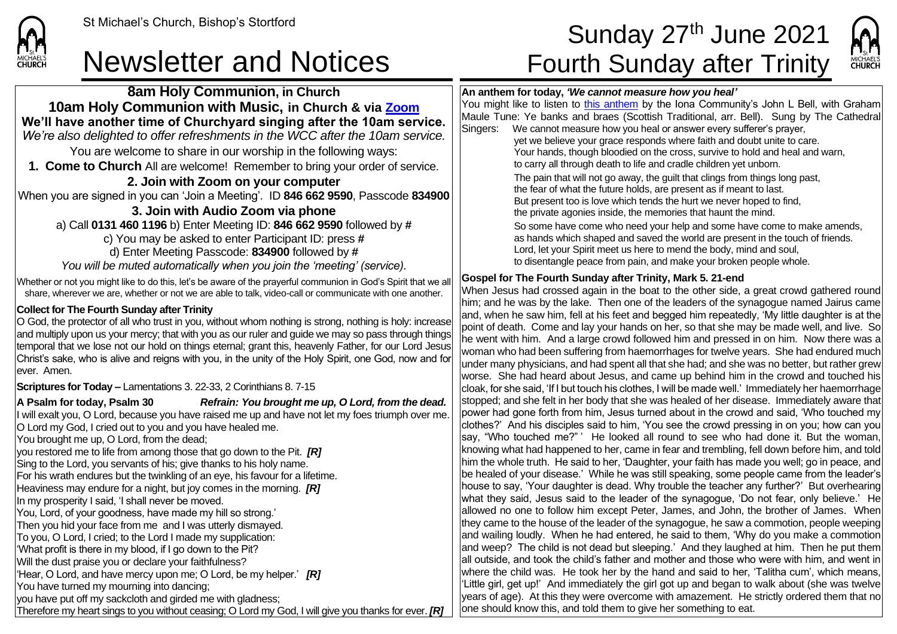St Michael's Church, Bishop's Stortford

# Newsletter and Notices

# Sunday 27th June 2021 Fourth Sunday after Trinity

**8am Holy Communion, in Church**

**10am Holy Communion with Music, in Church & via Zoom**

**We'll have another time of Churchyard singing after the 10am service.**

*We're also delighted to offer refreshments in the WCC after the 10am service.*

You are welcome to share in our worship in the following ways:

**1. Come to Church** All are welcome! Remember to bring your order of service.

**2. Join with Zoom on your computer**

When you are signed in you can 'Join a Meeting'. ID **846 662 9590**, Passcode **834900**

**3. Join with Audio Zoom via phone**

a) Call **0131 460 1196** b) Enter Meeting ID: **846 662 9590** followed by **#**

c) You may be asked to enter Participant ID: press **#**

d) Enter Meeting Passcode: **834900** followed by **#**

*You will be muted automatically when you join the 'meeting' (service).*

Whether or not you might like to do this, let's be aware of the prayerful communion in God's Spirit that we all share, wherever we are, whether or not we are able to talk, video-call or communicate with one another.

**Collect for The Fourth Sunday after Trinity**

O God, the protector of all who trust in you, without whom nothing is strong, nothing is holy: increase and multiply upon us your mercy; that with you as our ruler and guide we may so pass through things temporal that we lose not our hold on things eternal; grant this, heavenly Father, for our Lord Jesus Christ's sake, who is alive and reigns with you, in the unity of the Holy Spirit, one God, now and for ever. Amen.

**Scriptures for Today –** Lamentations 3. 22-33, 2 Corinthians 8. 7-15

**A Psalm for today, Psalm 30** ***Refrain: You brought me up, O Lord, from the dead.***

I will exalt you, O Lord, because you have raised me up and have not let my foes triumph over me.
O Lord my God, I cried out to you and you have healed me.
You brought me up, O Lord, from the dead;
you restored me to life from among those that go down to the Pit. ***[R]***
Sing to the Lord, you servants of his; give thanks to his holy name.
For his wrath endures but the twinkling of an eye, his favour for a lifetime.
Heaviness may endure for a night, but joy comes in the morning. ***[R]***
In my prosperity I said, 'I shall never be moved.
You, Lord, of your goodness, have made my hill so strong.'
Then you hid your face from me and I was utterly dismayed.
To you, O Lord, I cried; to the Lord I made my supplication:
'What profit is there in my blood, if I go down to the Pit?
Will the dust praise you or declare your faithfulness?
'Hear, O Lord, and have mercy upon me; O Lord, be my helper.' ***[R]***
You have turned my mourning into dancing;
you have put off my sackcloth and girded me with gladness;
Therefore my heart sings to you without ceasing; O Lord my God, I will give you thanks for ever. ***[R]***

**An anthem for today, *'We cannot measure how you heal'***

You might like to listen to this anthem by the Iona Community's John L Bell, with Graham Maule Tune: Ye banks and braes (Scottish Traditional, arr. Bell). Sung by The Cathedral Singers:

We cannot measure how you heal or answer every sufferer's prayer,
yet we believe your grace responds where faith and doubt unite to care.
Your hands, though bloodied on the cross, survive to hold and heal and warn,
to carry all through death to life and cradle children yet unborn.

The pain that will not go away, the guilt that clings from things long past,
the fear of what the future holds, are present as if meant to last.
But present too is love which tends the hurt we never hoped to find,
the private agonies inside, the memories that haunt the mind.

So some have come who need your help and some have come to make amends,
as hands which shaped and saved the world are present in the touch of friends.
Lord, let your Spirit meet us here to mend the body, mind and soul,
to disentangle peace from pain, and make your broken people whole.

**Gospel for The Fourth Sunday after Trinity, Mark 5. 21-end**

When Jesus had crossed again in the boat to the other side, a great crowd gathered round him; and he was by the lake. Then one of the leaders of the synagogue named Jairus came and, when he saw him, fell at his feet and begged him repeatedly, 'My little daughter is at the point of death. Come and lay your hands on her, so that she may be made well, and live. So he went with him. And a large crowd followed him and pressed in on him. Now there was a woman who had been suffering from haemorrhages for twelve years. She had endured much under many physicians, and had spent all that she had; and she was no better, but rather grew worse. She had heard about Jesus, and came up behind him in the crowd and touched his cloak, for she said, 'If I but touch his clothes, I will be made well.' Immediately her haemorrhage stopped; and she felt in her body that she was healed of her disease. Immediately aware that power had gone forth from him, Jesus turned about in the crowd and said, 'Who touched my clothes?' And his disciples said to him, 'You see the crowd pressing in on you; how can you say, "Who touched me?" ' He looked all round to see who had done it. But the woman, knowing what had happened to her, came in fear and trembling, fell down before him, and told him the whole truth. He said to her, 'Daughter, your faith has made you well; go in peace, and be healed of your disease.' While he was still speaking, some people came from the leader's house to say, 'Your daughter is dead. Why trouble the teacher any further?' But overhearing what they said, Jesus said to the leader of the synagogue, 'Do not fear, only believe.' He allowed no one to follow him except Peter, James, and John, the brother of James. When they came to the house of the leader of the synagogue, he saw a commotion, people weeping and wailing loudly. When he had entered, he said to them, 'Why do you make a commotion and weep? The child is not dead but sleeping.' And they laughed at him. Then he put them all outside, and took the child's father and mother and those who were with him, and went in where the child was. He took her by the hand and said to her, 'Talitha cum', which means, 'Little girl, get up!' And immediately the girl got up and began to walk about (she was twelve years of age). At this they were overcome with amazement. He strictly ordered them that no one should know this, and told them to give her something to eat.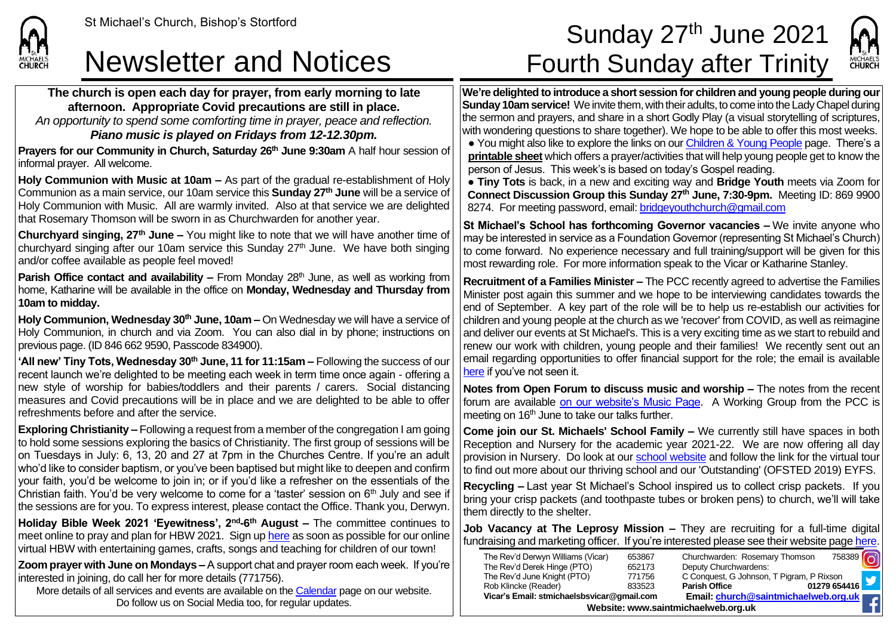St Michael's Church, Bishop's Stortford

# Newsletter and Notices

# Sunday 27th June 2021 Fourth Sunday after Trinity

**The church is open each day for prayer, from early morning to late afternoon. Appropriate Covid precautions are still in place.**

*An opportunity to spend some comforting time in prayer, peace and reflection.*

***Piano music is played on Fridays from 12-12.30pm.***

**Prayers for our Community in Church, Saturday 26th June 9:30am** A half hour session of informal prayer. All welcome.

**Holy Communion with Music at 10am –** As part of the gradual re-establishment of Holy Communion as a main service, our 10am service this **Sunday 27th June** will be a service of Holy Communion with Music. All are warmly invited. Also at that service we are delighted that Rosemary Thomson will be sworn in as Churchwarden for another year.

**Churchyard singing, 27th June –** You might like to note that we will have another time of churchyard singing after our 10am service this Sunday 27th June. We have both singing and/or coffee available as people feel moved!

**Parish Office contact and availability –** From Monday 28th June, as well as working from home, Katharine will be available in the office on **Monday, Wednesday and Thursday from 10am to midday.**

**Holy Communion, Wednesday 30th June, 10am –** On Wednesday we will have a service of Holy Communion, in church and via Zoom. You can also dial in by phone; instructions on previous page. (ID 846 662 9590, Passcode 834900).

**'All new' Tiny Tots, Wednesday 30th June, 11 for 11:15am –** Following the success of our recent launch we're delighted to be meeting each week in term time once again - offering a new style of worship for babies/toddlers and their parents / carers. Social distancing measures and Covid precautions will be in place and we are delighted to be able to offer refreshments before and after the service.

**Exploring Christianity –** Following a request from a member of the congregation I am going to hold some sessions exploring the basics of Christianity. The first group of sessions will be on Tuesdays in July: 6, 13, 20 and 27 at 7pm in the Churches Centre. If you're an adult who'd like to consider baptism, or you've been baptised but might like to deepen and confirm your faith, you'd be welcome to join in; or if you'd like a refresher on the essentials of the Christian faith. You'd be very welcome to come for a 'taster' session on 6th July and see if the sessions are for you. To express interest, please contact the Office. Thank you, Derwyn.

**Holiday Bible Week 2021 'Eyewitness', 2nd-6th August –** The committee continues to meet online to pray and plan for HBW 2021. Sign up here as soon as possible for our online virtual HBW with entertaining games, crafts, songs and teaching for children of our town!

**Zoom prayer with June on Mondays –** A support chat and prayer room each week. If you're interested in joining, do call her for more details (771756).

More details of all services and events are available on the Calendar page on our website. Do follow us on Social Media too, for regular updates.

**We're delighted to introduce a short session for children and young people during our Sunday 10am service!** We invite them, with their adults, to come into the Lady Chapel during the sermon and prayers, and share in a short Godly Play (a visual storytelling of scriptures, with wondering questions to share together). We hope to be able to offer this most weeks.

- You might also like to explore the links on our Children & Young People page. There's a **printable sheet** which offers a prayer/activities that will help young people get to know the person of Jesus. This week's is based on today's Gospel reading.
- **Tiny Tots** is back, in a new and exciting way and **Bridge Youth** meets via Zoom for **Connect Discussion Group this Sunday 27th June, 7:30-9pm.** Meeting ID: 869 9900 8274. For meeting password, email: bridgeyouthchurch@gmail.com

**St Michael's School has forthcoming Governor vacancies –** We invite anyone who may be interested in service as a Foundation Governor (representing St Michael's Church) to come forward. No experience necessary and full training/support will be given for this most rewarding role. For more information speak to the Vicar or Katharine Stanley.

**Recruitment of a Families Minister –** The PCC recently agreed to advertise the Families Minister post again this summer and we hope to be interviewing candidates towards the end of September. A key part of the role will be to help us re-establish our activities for children and young people at the church as we 'recover' from COVID, as well as reimagine and deliver our events at St Michael's. This is a very exciting time as we start to rebuild and renew our work with children, young people and their families! We recently sent out an email regarding opportunities to offer financial support for the role; the email is available here if you've not seen it.

**Notes from Open Forum to discuss music and worship –** The notes from the recent forum are available on our website's Music Page. A Working Group from the PCC is meeting on 16th June to take our talks further.

**Come join our St. Michaels' School Family –** We currently still have spaces in both Reception and Nursery for the academic year 2021-22. We are now offering all day provision in Nursery. Do look at our school website and follow the link for the virtual tour to find out more about our thriving school and our 'Outstanding' (OFSTED 2019) EYFS.

**Recycling –** Last year St Michael's School inspired us to collect crisp packets. If you bring your crisp packets (and toothpaste tubes or broken pens) to church, we'll will take them directly to the shelter.

**Job Vacancy at The Leprosy Mission –** They are recruiting for a full-time digital fundraising and marketing officer. If you're interested please see their website page here.

| | | | |
|---|---|---|---|
| The Rev'd Derwyn Williams (Vicar) | 653867 | Churchwarden: Rosemary Thomson | 758389 |
| The Rev'd Derek Hinge (PTO) | 652173 | Deputy Churchwardens: | |
| The Rev'd June Knight (PTO) | 771756 | C Conquest, G Johnson, T Pigram, P Rixson | |
| Rob Klincke (Reader) | 833523 | **Parish Office** | **01279 654416** |
| **Vicar's Email: stmichaelsbsvicar@gmail.com** | | **Email: church@saintmichaelweb.org.uk** | |

**Website: www.saintmichaelweb.org.uk**